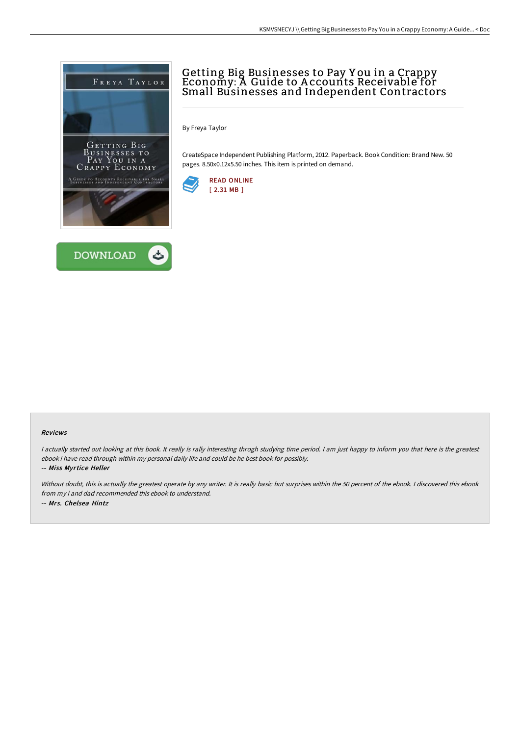# Getting Big Businesses to Pay You in a Crappy Economy: A Guide to Accounts Receivable for Small Businesses and Independent Contractors

By Freya Taylor

CreateSpace Independent Publishing Platform, 2012. Paperback. Book Condition: Brand New. 50 pages. 8.50x0.12x5.50 inches. This item is printed on demand.

READ ONLINE
[ 2.31 MB ]

DOWNLOAD

### Reviews

*I actually started out looking at this book. It really is rally interesting throgh studying time period. I am just happy to inform you that here is the greatest ebook i have read through within my personal daily life and could be he best book for possibly.*

*-- Miss Myrtice Heller*

*Without doubt, this is actually the greatest operate by any writer. It is really basic but surprises within the 50 percent of the ebook. I discovered this ebook from my i and dad recommended this ebook to understand.*

*-- Mrs. Chelsea Hintz*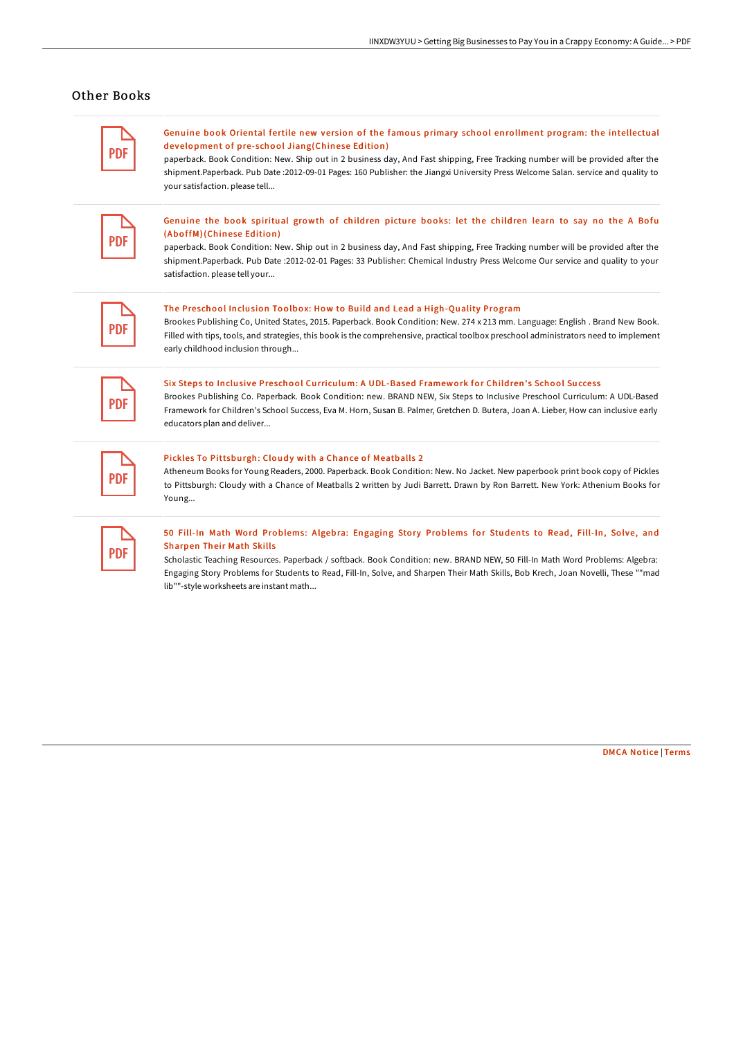## Other Books

PDF

**Genuine book Oriental fertile new version of the famous primary school enrollment program: the intellectual development of pre-school Jiang(Chinese Edition)**

paperback. Book Condition: New. Ship out in 2 business day, And Fast shipping, Free Tracking number will be provided after the shipment.Paperback. Pub Date :2012-09-01 Pages: 160 Publisher: the Jiangxi University Press Welcome Salan. service and quality to your satisfaction. please tell...

PDF

**Genuine the book spiritual growth of children picture books: let the children learn to say no the A Bofu (AboffM)(Chinese Edition)**

paperback. Book Condition: New. Ship out in 2 business day, And Fast shipping, Free Tracking number will be provided after the shipment.Paperback. Pub Date :2012-02-01 Pages: 33 Publisher: Chemical Industry Press Welcome Our service and quality to your satisfaction. please tell your...

PDF

**The Preschool Inclusion Toolbox: How to Build and Lead a High-Quality Program**

Brookes Publishing Co, United States, 2015. Paperback. Book Condition: New. 274 x 213 mm. Language: English . Brand New Book. Filled with tips, tools, and strategies, this book is the comprehensive, practical toolbox preschool administrators need to implement early childhood inclusion through...

PDF

**Six Steps to Inclusive Preschool Curriculum: A UDL-Based Framework for Children's School Success**

Brookes Publishing Co. Paperback. Book Condition: new. BRAND NEW, Six Steps to Inclusive Preschool Curriculum: A UDL-Based Framework for Children's School Success, Eva M. Horn, Susan B. Palmer, Gretchen D. Butera, Joan A. Lieber, How can inclusive early educators plan and deliver...

PDF

**Pickles To Pittsburgh: Cloudy with a Chance of Meatballs 2**

Atheneum Books for Young Readers, 2000. Paperback. Book Condition: New. No Jacket. New paperbook print book copy of Pickles to Pittsburgh: Cloudy with a Chance of Meatballs 2 written by Judi Barrett. Drawn by Ron Barrett. New York: Athenium Books for Young...

PDF

**50 Fill-In Math Word Problems: Algebra: Engaging Story Problems for Students to Read, Fill-In, Solve, and Sharpen Their Math Skills**

Scholastic Teaching Resources. Paperback / softback. Book Condition: new. BRAND NEW, 50 Fill-In Math Word Problems: Algebra: Engaging Story Problems for Students to Read, Fill-In, Solve, and Sharpen Their Math Skills, Bob Krech, Joan Novelli, These ""mad lib""-style worksheets are instant math...